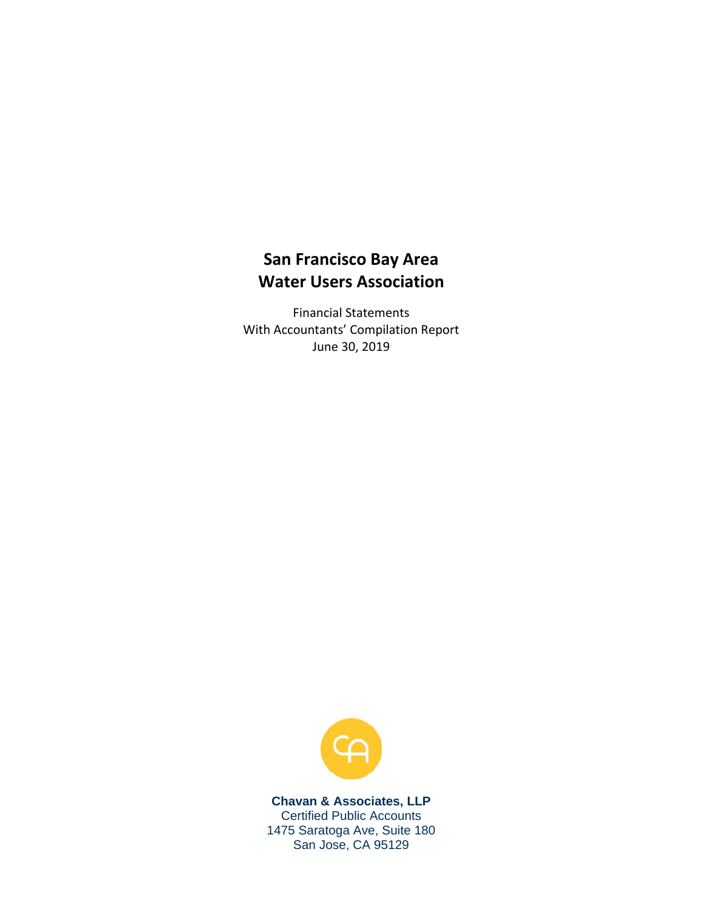# San Francisco Bay Area Water Users Association

Financial Statements
With Accountants' Compilation Report
June 30, 2019

**Chavan & Associates, LLP**
Certified Public Accounts
1475 Saratoga Ave, Suite 180
San Jose, CA 95129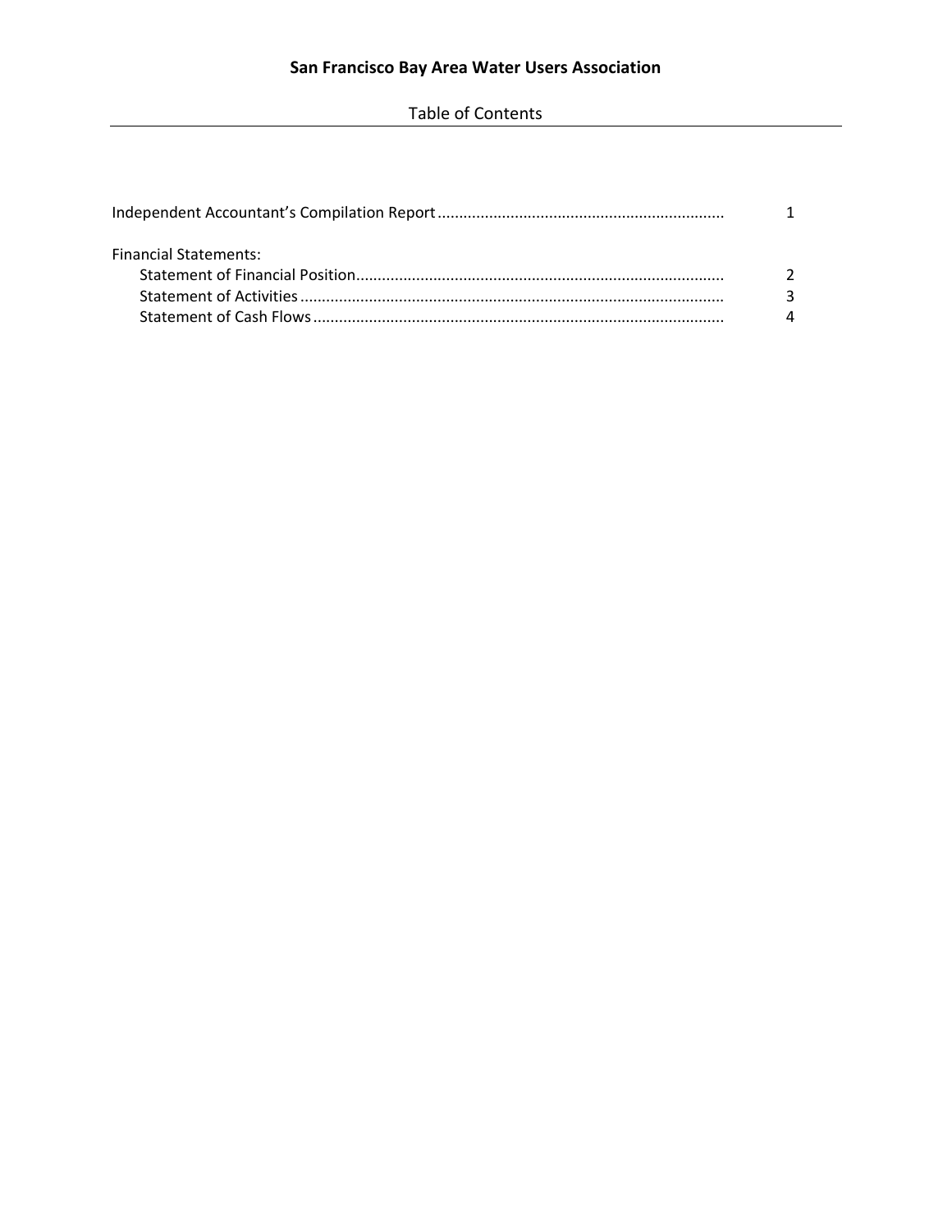# San Francisco Bay Area Water Users Association

## Table of Contents

| | |
|---|---|
| Independent Accountant's Compilation Report | 1 |
| Financial Statements: | |
| Statement of Financial Position | 2 |
| Statement of Activities | 3 |
| Statement of Cash Flows | 4 |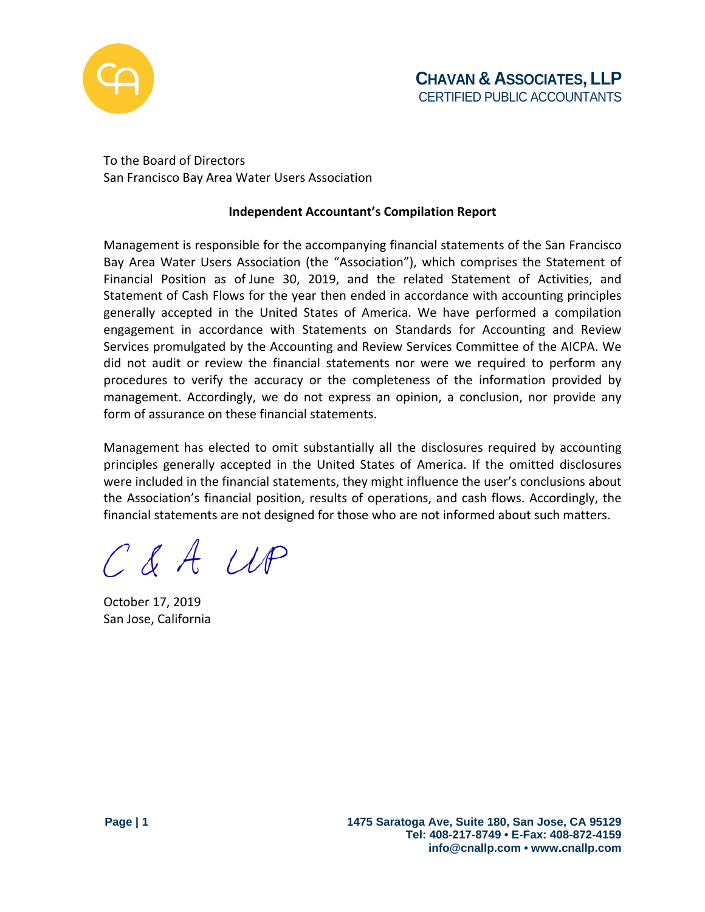**CHAVAN & ASSOCIATES, LLP**
CERTIFIED PUBLIC ACCOUNTANTS

To the Board of Directors
San Francisco Bay Area Water Users Association

**Independent Accountant's Compilation Report**

Management is responsible for the accompanying financial statements of the San Francisco Bay Area Water Users Association (the "Association"), which comprises the Statement of Financial Position as of June 30, 2019, and the related Statement of Activities, and Statement of Cash Flows for the year then ended in accordance with accounting principles generally accepted in the United States of America. We have performed a compilation engagement in accordance with Statements on Standards for Accounting and Review Services promulgated by the Accounting and Review Services Committee of the AICPA. We did not audit or review the financial statements nor were we required to perform any procedures to verify the accuracy or the completeness of the information provided by management. Accordingly, we do not express an opinion, a conclusion, nor provide any form of assurance on these financial statements.

Management has elected to omit substantially all the disclosures required by accounting principles generally accepted in the United States of America. If the omitted disclosures were included in the financial statements, they might influence the user's conclusions about the Association's financial position, results of operations, and cash flows. Accordingly, the financial statements are not designed for those who are not informed about such matters.

C & A LLP

October 17, 2019
San Jose, California

**1475 Saratoga Ave, Suite 180, San Jose, CA 95129**
**Tel: 408-217-8749 • E-Fax: 408-872-4159**
**info@cnallp.com • www.cnallp.com**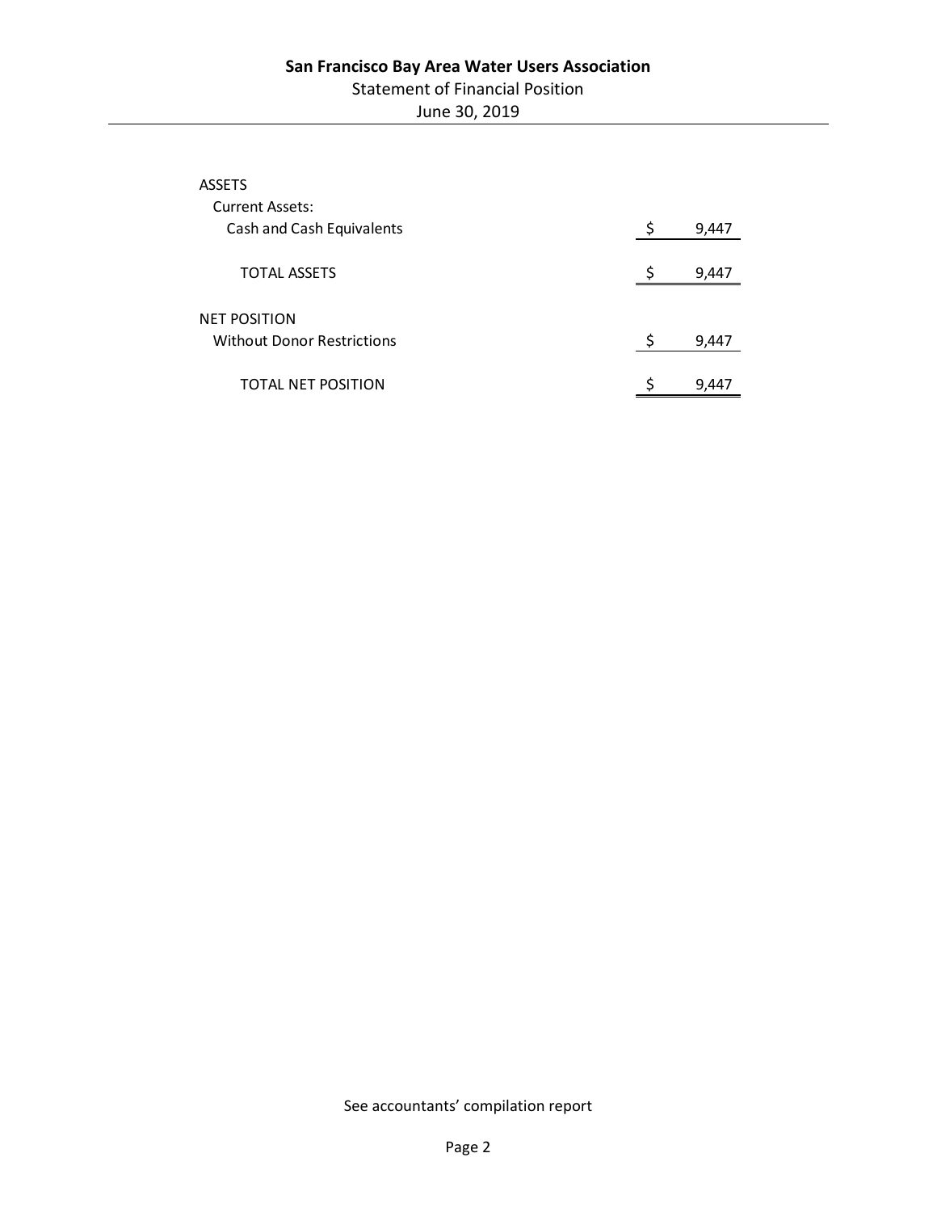**San Francisco Bay Area Water Users Association**

Statement of Financial Position

June 30, 2019

| | | |
|---|---|---|
| ASSETS | | |
| Current Assets: | | |
| Cash and Cash Equivalents | $ | 9,447 |
| TOTAL ASSETS | $ | 9,447 |
| NET POSITION | | |
| Without Donor Restrictions | $ | 9,447 |
| TOTAL NET POSITION | $ | 9,447 |

See accountants' compilation report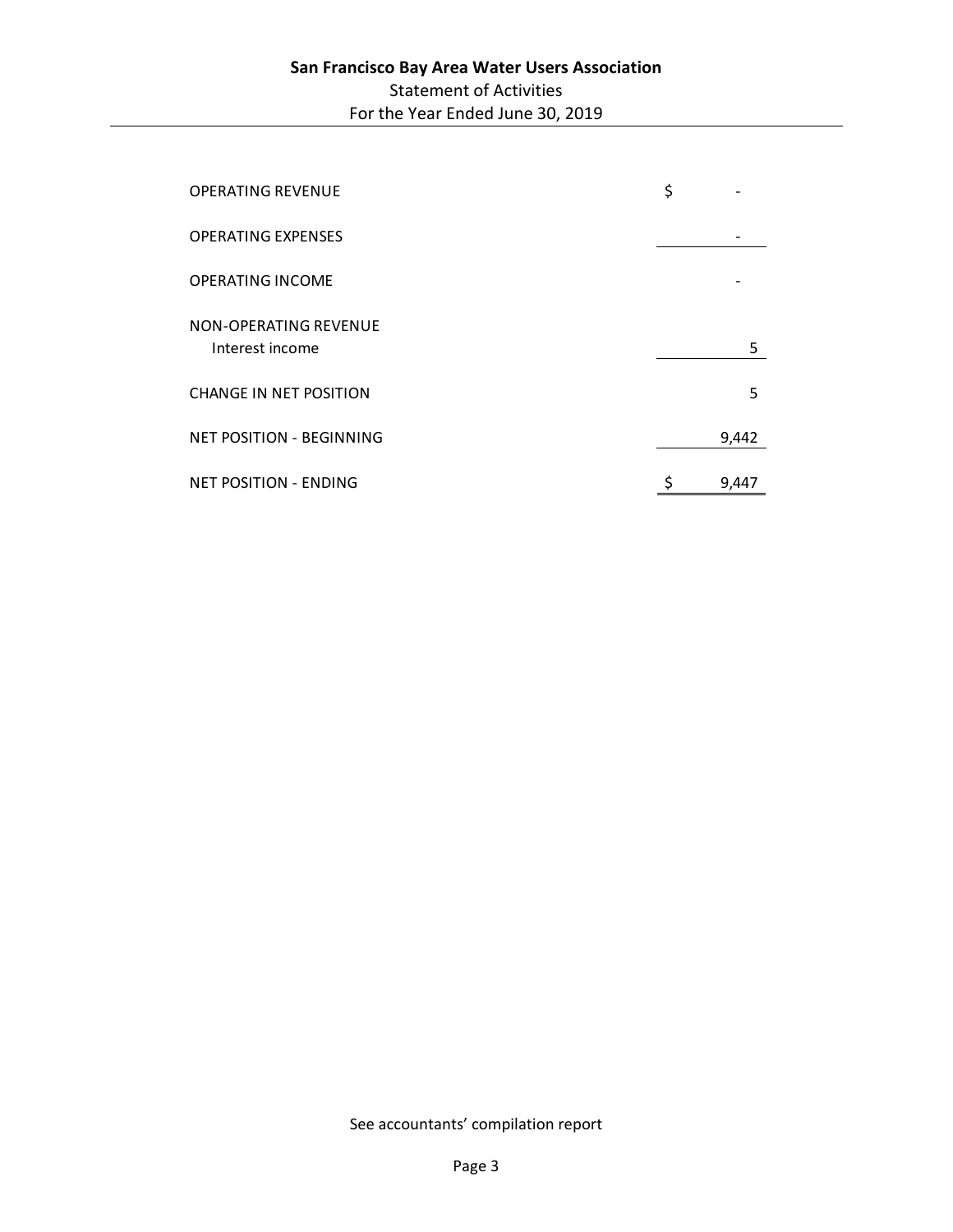**San Francisco Bay Area Water Users Association**

Statement of Activities

For the Year Ended June 30, 2019

| | |
|---|---|
| OPERATING REVENUE | $ - |
| OPERATING EXPENSES | - |
| OPERATING INCOME | - |
| NON-OPERATING REVENUE | |
| Interest income | 5 |
| CHANGE IN NET POSITION | 5 |
| NET POSITION - BEGINNING | 9,442 |
| NET POSITION - ENDING | $ 9,447 |

See accountants' compilation report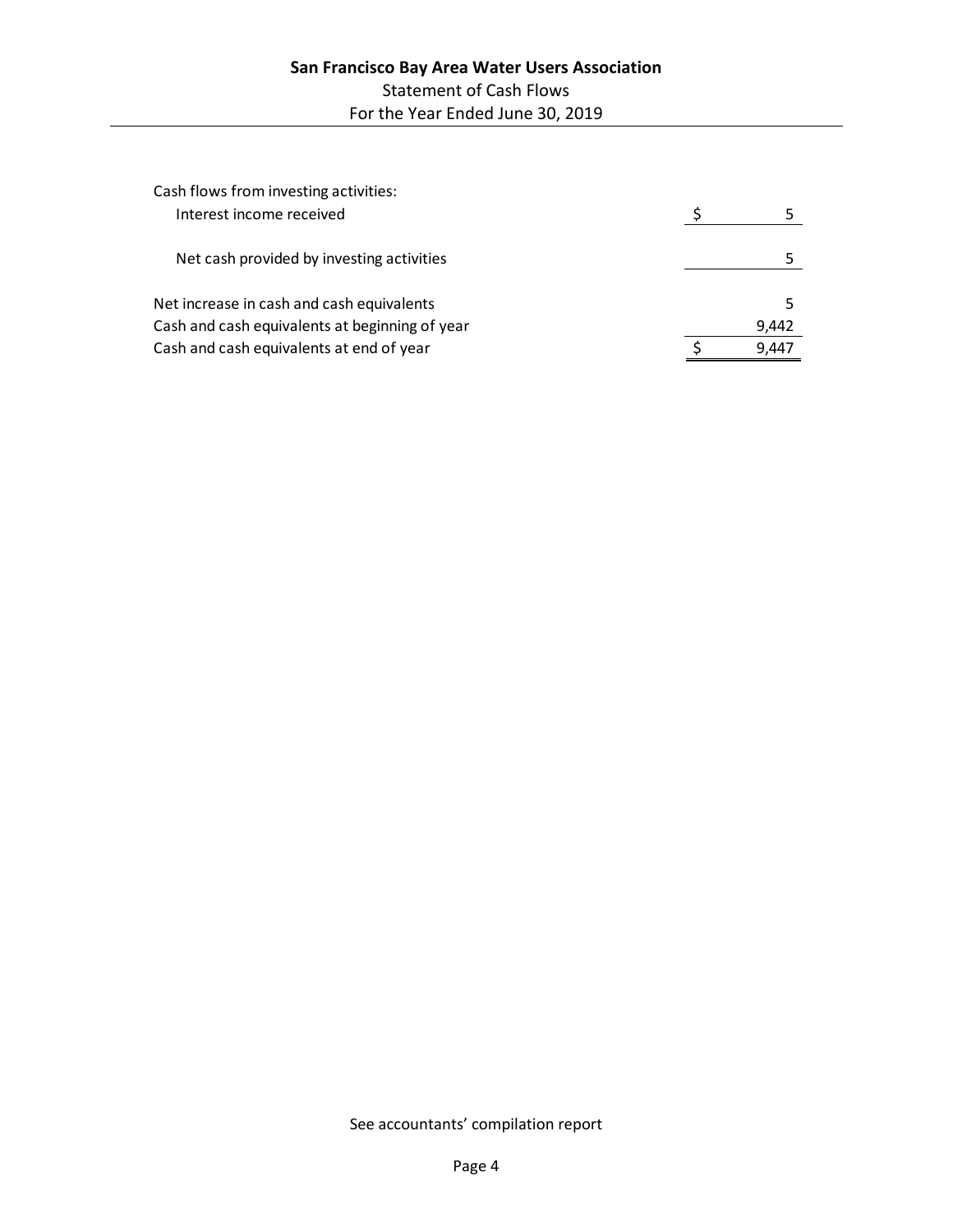**San Francisco Bay Area Water Users Association**

Statement of Cash Flows

For the Year Ended June 30, 2019

| | |
|---|---|
| Cash flows from investing activities: | |
| Interest income received | $ 5 |
| Net cash provided by investing activities | 5 |
| Net increase in cash and cash equivalents | 5 |
| Cash and cash equivalents at beginning of year | 9,442 |
| Cash and cash equivalents at end of year | $ 9,447 |

See accountants' compilation report